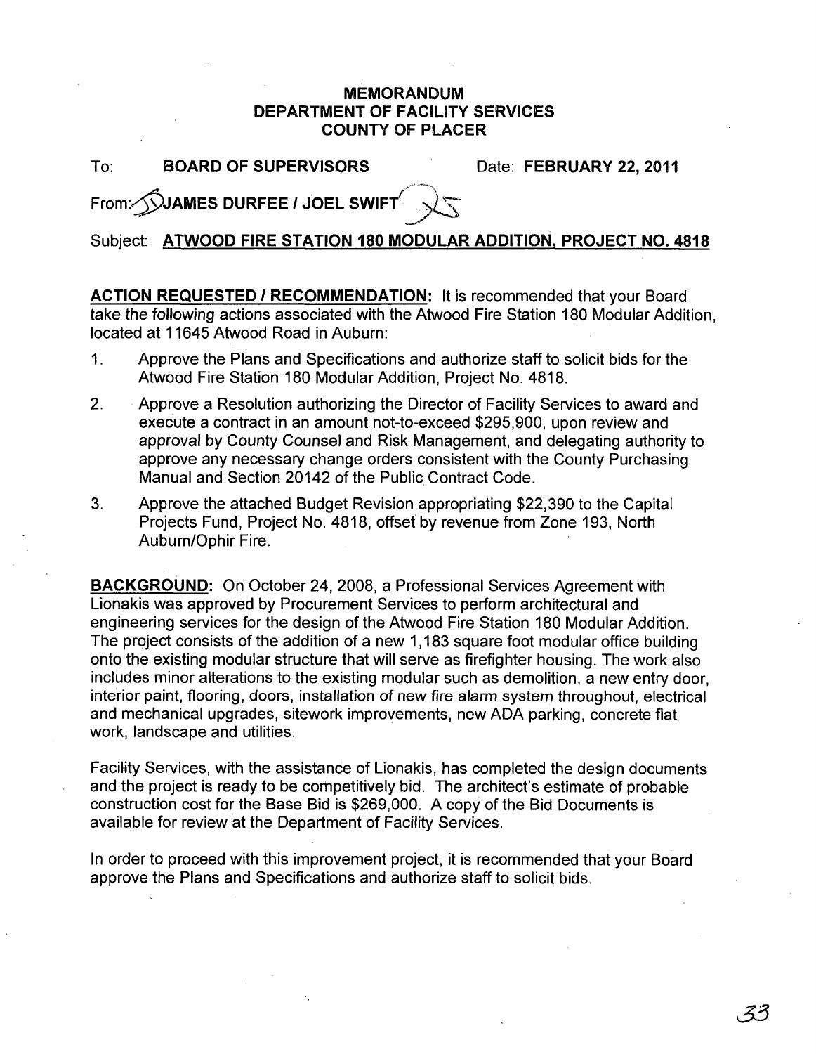# MEMORANDUM
# DEPARTMENT OF FACILITY SERVICES
# COUNTY OF PLACER

To: **BOARD OF SUPERVISORS** Date: **FEBRUARY 22, 2011**

From: **JAMES DURFEE / JOEL SWIFT**

Subject: **ATWOOD FIRE STATION 180 MODULAR ADDITION, PROJECT NO. 4818**

**ACTION REQUESTED / RECOMMENDATION:** It is recommended that your Board take the following actions associated with the Atwood Fire Station 180 Modular Addition, located at 11645 Atwood Road in Auburn:

1. Approve the Plans and Specifications and authorize staff to solicit bids for the Atwood Fire Station 180 Modular Addition, Project No. 4818.
2. Approve a Resolution authorizing the Director of Facility Services to award and execute a contract in an amount not-to-exceed $295,900, upon review and approval by County Counsel and Risk Management, and delegating authority to approve any necessary change orders consistent with the County Purchasing Manual and Section 20142 of the Public Contract Code.
3. Approve the attached Budget Revision appropriating $22,390 to the Capital Projects Fund, Project No. 4818, offset by revenue from Zone 193, North Auburn/Ophir Fire.

**BACKGROUND:** On October 24, 2008, a Professional Services Agreement with Lionakis was approved by Procurement Services to perform architectural and engineering services for the design of the Atwood Fire Station 180 Modular Addition. The project consists of the addition of a new 1,183 square foot modular office building onto the existing modular structure that will serve as firefighter housing. The work also includes minor alterations to the existing modular such as demolition, a new entry door, interior paint, flooring, doors, installation of new fire alarm system throughout, electrical and mechanical upgrades, sitework improvements, new ADA parking, concrete flat work, landscape and utilities.

Facility Services, with the assistance of Lionakis, has completed the design documents and the project is ready to be competitively bid. The architect's estimate of probable construction cost for the Base Bid is $269,000. A copy of the Bid Documents is available for review at the Department of Facility Services.

In order to proceed with this improvement project, it is recommended that your Board approve the Plans and Specifications and authorize staff to solicit bids.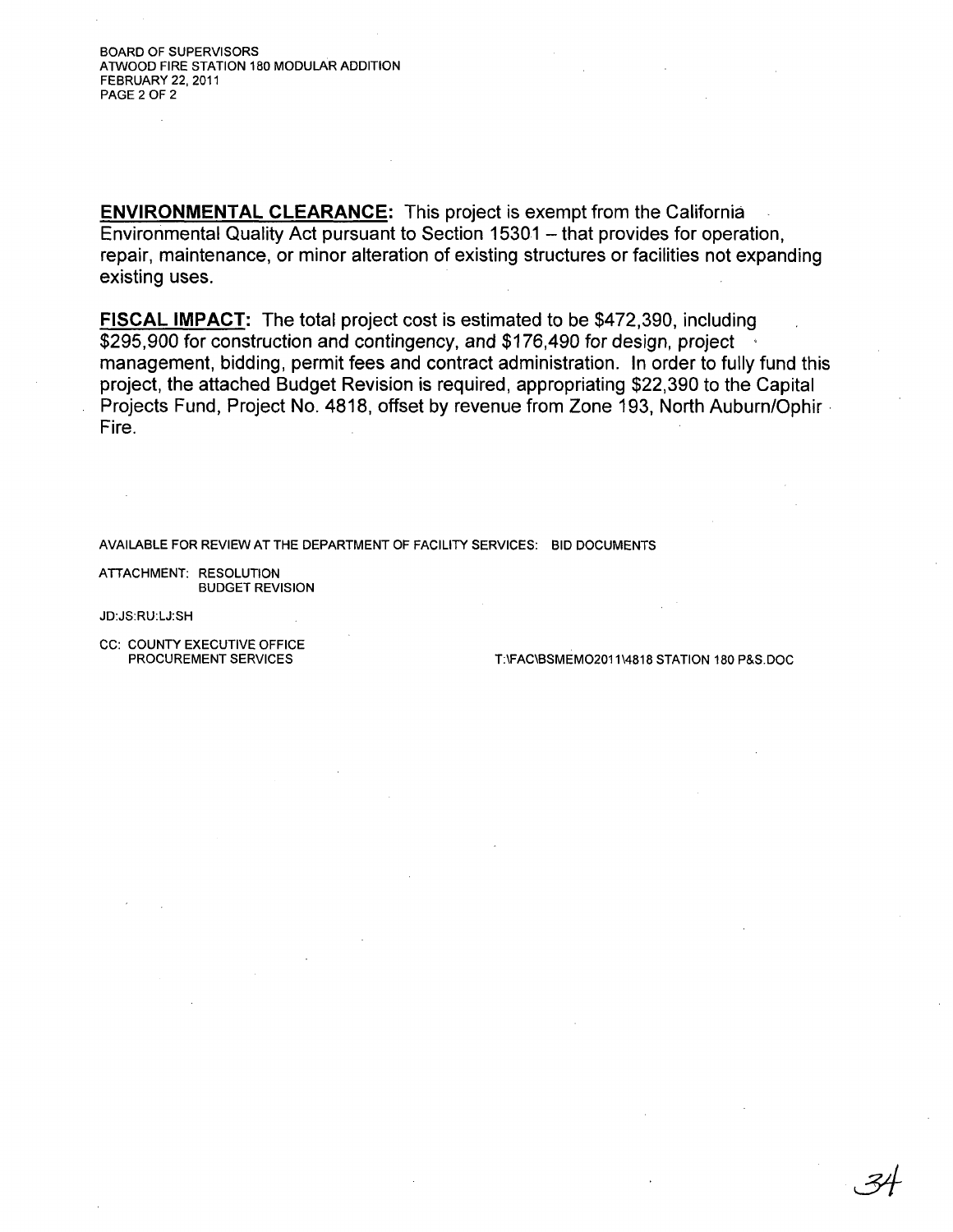**ENVIRONMENTAL CLEARANCE:** This project is exempt from the California Environmental Quality Act pursuant to Section 15301 – that provides for operation, repair, maintenance, or minor alteration of existing structures or facilities not expanding existing uses.

**FISCAL IMPACT:** The total project cost is estimated to be $472,390, including $295,900 for construction and contingency, and $176,490 for design, project management, bidding, permit fees and contract administration. In order to fully fund this project, the attached Budget Revision is required, appropriating $22,390 to the Capital Projects Fund, Project No. 4818, offset by revenue from Zone 193, North Auburn/Ophir Fire.

AVAILABLE FOR REVIEW AT THE DEPARTMENT OF FACILITY SERVICES: BID DOCUMENTS

ATTACHMENT: RESOLUTION
BUDGET REVISION

JD:JS:RU:LJ:SH

CC: COUNTY EXECUTIVE OFFICE
PROCUREMENT SERVICES

T:\FAC\BSMEMO2011\4818 STATION 180 P&S.DOC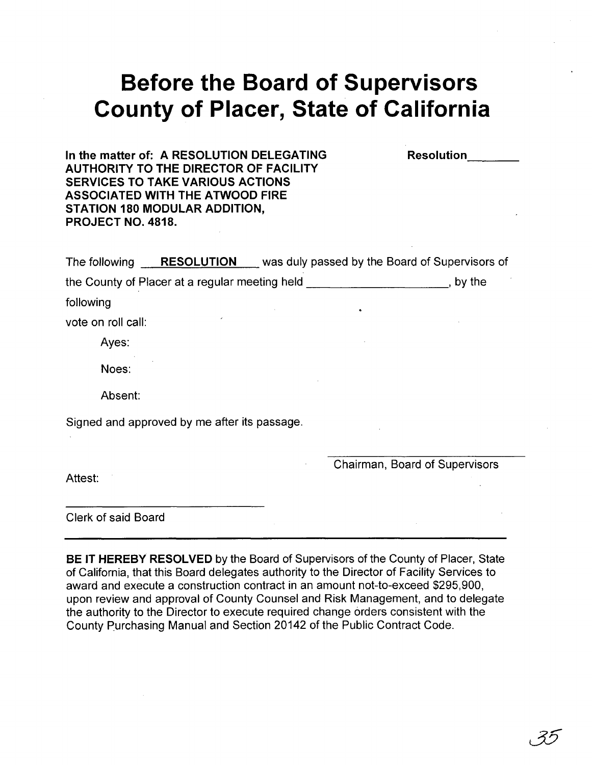# Before the Board of Supervisors County of Placer, State of California

**In the matter of: A RESOLUTION DELEGATING AUTHORITY TO THE DIRECTOR OF FACILITY SERVICES TO TAKE VARIOUS ACTIONS ASSOCIATED WITH THE ATWOOD FIRE STATION 180 MODULAR ADDITION, PROJECT NO. 4818.**

**Resolution**\_\_\_\_\_\_\_\_

The following **RESOLUTION** was duly passed by the Board of Supervisors of the County of Placer at a regular meeting held \_\_\_\_\_\_\_\_\_\_\_\_\_\_\_\_\_\_\_\_\_\_, by the following

vote on roll call:

Ayes:

Noes:

Absent:

Signed and approved by me after its passage.

\_\_\_\_\_\_\_\_\_\_\_\_\_\_\_\_\_\_\_\_\_\_\_\_\_\_\_\_\_\_\_\_
Chairman, Board of Supervisors

Attest:

\_\_\_\_\_\_\_\_\_\_\_\_\_\_\_\_\_\_\_\_\_\_\_\_\_\_\_\_\_\_\_\_
Clerk of said Board

---

**BE IT HEREBY RESOLVED** by the Board of Supervisors of the County of Placer, State of California, that this Board delegates authority to the Director of Facility Services to award and execute a construction contract in an amount not-to-exceed $295,900, upon review and approval of County Counsel and Risk Management, and to delegate the authority to the Director to execute required change orders consistent with the County Purchasing Manual and Section 20142 of the Public Contract Code.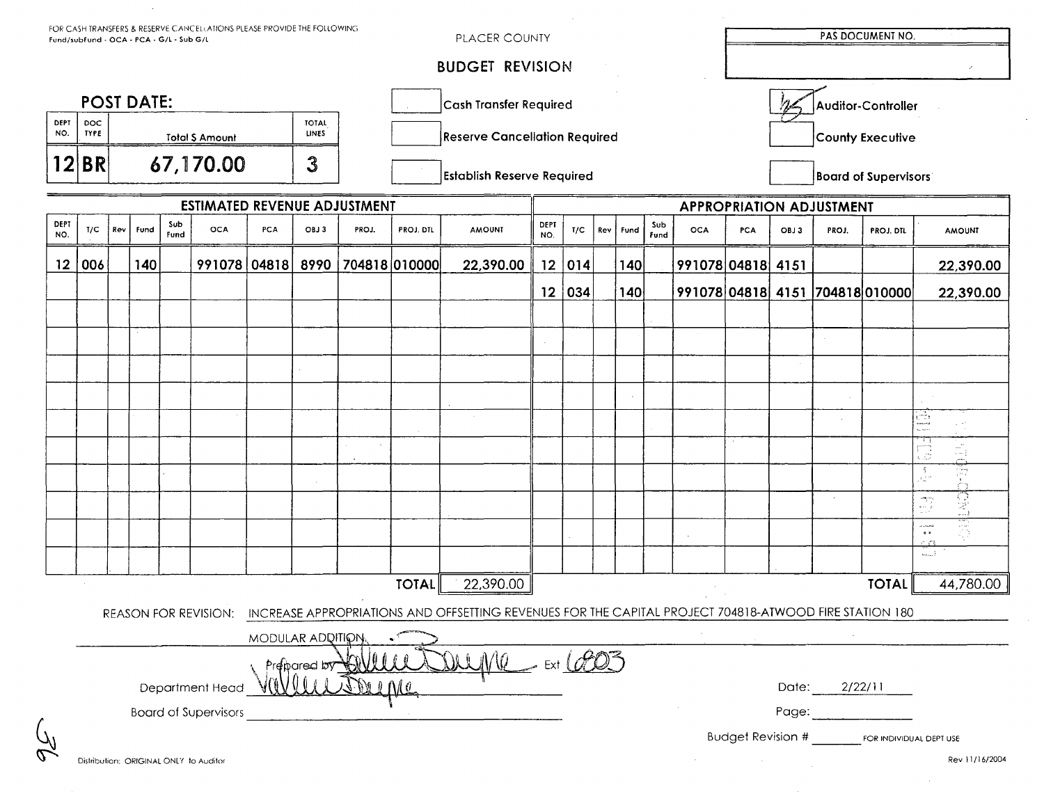FOR CASH TRANSFERS & RESERVE CANCELLATIONS PLEASE PROVIDE THE FOLLOWING
Fund/subFund - OCA - PCA - G/L - Sub G/L

PLACER COUNTY

# BUDGET REVISION

| PAS DOCUMENT NO. |
|---|
| |

## POST DATE:

| DEPT NO. | DOC TYPE | Total $ Amount | TOTAL LINES |
|---|---|---|---|
| 12 | BR | 67,170.00 | 3 |

- [ ] Cash Transfer Required
- [ ] Reserve Cancellation Required
- [ ] Establish Reserve Required

- [x] Auditor-Controller
- [ ] County Executive
- [ ] Board of Supervisors

| ESTIMATED REVENUE ADJUSTMENT | | | | | | | | | | | APPROPRIATION ADJUSTMENT | | | | | | | | | | |
|---|---|---|---|---|---|---|---|---|---|---|---|---|---|---|---|---|---|---|---|---|---|
| DEPT NO. | T/C | Rev | Fund | Sub Fund | OCA | PCA | OBJ 3 | PROJ. | PROJ. DTL | AMOUNT | DEPT NO. | T/C | Rev | Fund | Sub Fund | OCA | PCA | OBJ 3 | PROJ. | PROJ. DTL | AMOUNT |
| 12 | 006 | | 140 | | 991078 | 04818 | 8990 | 704818 | 010000 | 22,390.00 | 12 | 014 | | 140 | | 991078 | 04818 | 4151 | | | 22,390.00 |
| | | | | | | | | | | | 12 | 034 | | 140 | | 991078 | 04818 | 4151 | 704818 | 010000 | 22,390.00 |
| | | | | | | | | | TOTAL | 22,390.00 | | | | | | | | | | TOTAL | 44,780.00 |

REASON FOR REVISION: INCREASE APPROPRIATIONS AND OFFSETTING REVENUES FOR THE CAPITAL PROJECT 704818-ATWOOD FIRE STATION 180 MODULAR ADDITION.

Prepared by Valerie Bayne Ext 6803

Department Head Valerie Bayne

Date: 2/22/11

Board of Supervisors

Page:

Budget Revision # FOR INDIVIDUAL DEPT USE

Distribution: ORIGINAL ONLY to Auditor

Rev 11/16/2004